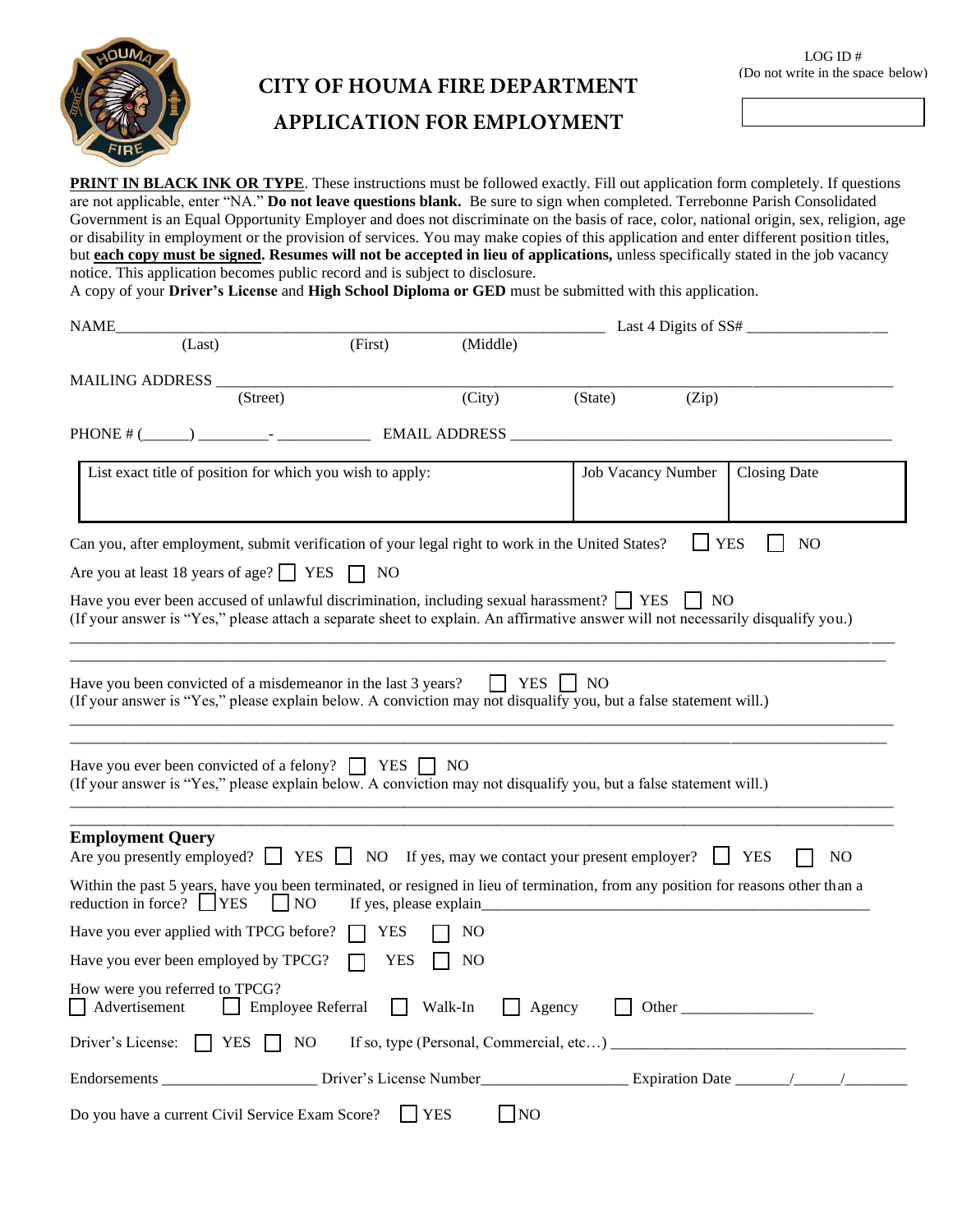LOG ID #
(Do not write in the space below)

# CITY OF HOUMA FIRE DEPARTMENT

# APPLICATION FOR EMPLOYMENT

**PRINT IN BLACK INK OR TYPE**. These instructions must be followed exactly. Fill out application form completely. If questions are not applicable, enter "NA." **Do not leave questions blank.** Be sure to sign when completed. Terrebonne Parish Consolidated Government is an Equal Opportunity Employer and does not discriminate on the basis of race, color, national origin, sex, religion, age or disability in employment or the provision of services. You may make copies of this application and enter different position titles, but **each copy must be signed**. **Resumes will not be accepted in lieu of applications,** unless specifically stated in the job vacancy notice. This application becomes public record and is subject to disclosure.

A copy of your **Driver's License** and **High School Diploma or GED** must be submitted with this application.

NAME_______________________________________________ Last 4 Digits of SS# _______________
(Last) (First) (Middle)

MAILING ADDRESS ______________________________________________________________________
(Street) (City) (State) (Zip)

PHONE # (_____) ________- __________ EMAIL ADDRESS ___________________________________

| List exact title of position for which you wish to apply: | Job Vacancy Number | Closing Date |
|---|---|---|
| | | |

Can you, after employment, submit verification of your legal right to work in the United States? ☐ YES ☐ NO

Are you at least 18 years of age? ☐ YES ☐ NO

Have you ever been accused of unlawful discrimination, including sexual harassment? ☐ YES ☐ NO
(If your answer is "Yes," please attach a separate sheet to explain. An affirmative answer will not necessarily disqualify you.)

______________________________________________________________________________

______________________________________________________________________________

Have you been convicted of a misdemeanor in the last 3 years? ☐ YES ☐ NO
(If your answer is "Yes," please explain below. A conviction may not disqualify you, but a false statement will.)

______________________________________________________________________________

______________________________________________________________________________

Have you ever been convicted of a felony? ☐ YES ☐ NO
(If your answer is "Yes," please explain below. A conviction may not disqualify you, but a false statement will.)

______________________________________________________________________________

______________________________________________________________________________

**Employment Query**

Are you presently employed? ☐ YES ☐ NO If yes, may we contact your present employer? ☐ YES ☐ NO

Within the past 5 years, have you been terminated, or resigned in lieu of termination, from any position for reasons other than a reduction in force? ☐ YES ☐ NO If yes, please explain_______________________________________

Have you ever applied with TPCG before? ☐ YES ☐ NO

Have you ever been employed by TPCG? ☐ YES ☐ NO

How were you referred to TPCG?
☐ Advertisement ☐ Employee Referral ☐ Walk-In ☐ Agency ☐ Other ______________

Driver's License: ☐ YES ☐ NO If so, type (Personal, Commercial, etc…) ______________________________

Endorsements _________________ Driver's License Number________________ Expiration Date ______/_____/_______

Do you have a current Civil Service Exam Score? ☐ YES ☐ NO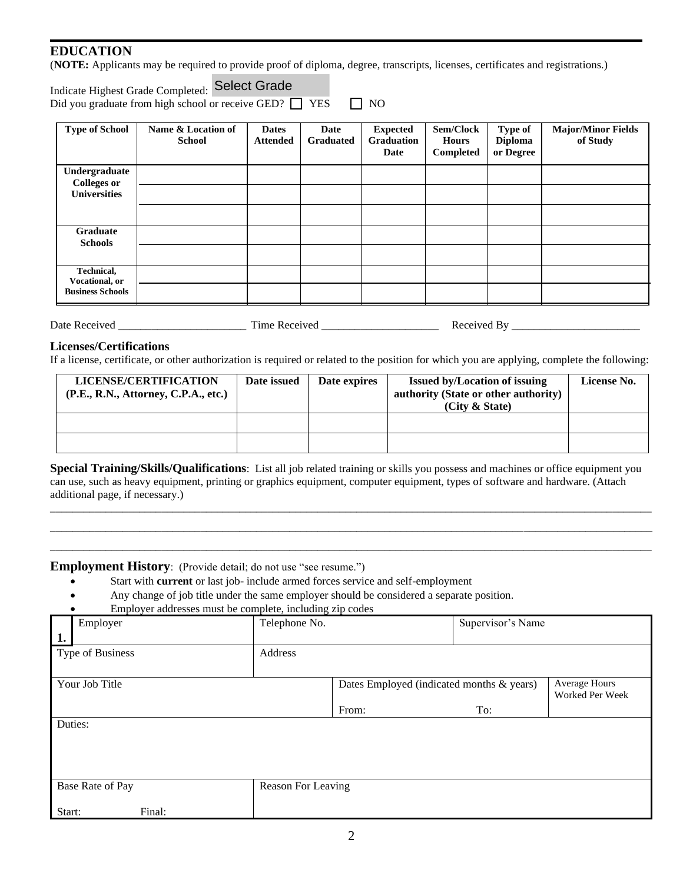## EDUCATION

(**NOTE:** Applicants may be required to provide proof of diploma, degree, transcripts, licenses, certificates and registrations.)

Indicate Highest Grade Completed: Select Grade

Did you graduate from high school or receive GED? ☐ YES ☐ NO

| Type of School | Name & Location of School | Dates Attended | Date Graduated | Expected Graduation Date | Sem/Clock Hours Completed | Type of Diploma or Degree | Major/Minor Fields of Study |
|---|---|---|---|---|---|---|---|
| Undergraduate Colleges or Universities | | | | | | | |
| | | | | | | | |
| | | | | | | | |
| Graduate Schools | | | | | | | |
| | | | | | | | |
| Technical, Vocational, or Business Schools | | | | | | | |
| | | | | | | | |

Date Received ______________________ Time Received ____________________ Received By ______________________

### Licenses/Certifications

If a license, certificate, or other authorization is required or related to the position for which you are applying, complete the following:

| LICENSE/CERTIFICATION (P.E., R.N., Attorney, C.P.A., etc.) | Date issued | Date expires | Issued by/Location of issuing authority (State or other authority) (City & State) | License No. |
|---|---|---|---|---|
| | | | | |
| | | | | |

**Special Training/Skills/Qualifications**: List all job related training or skills you possess and machines or office equipment you can use, such as heavy equipment, printing or graphics equipment, computer equipment, types of software and hardware. (Attach additional page, if necessary.)

______________________________________________________________________________________________

______________________________________________________________________________________________

______________________________________________________________________________________________

### Employment History: (Provide detail; do not use "see resume.")

- Start with **current** or last job- include armed forces service and self-employment
- Any change of job title under the same employer should be considered a separate position.
- Employer addresses must be complete, including zip codes

| **1.** Employer | Telephone No. | | Supervisor's Name |
|---|---|---|---|
| Type of Business | Address | | |
| Your Job Title | | Dates Employed (indicated months & years) From: To: | Average Hours Worked Per Week |
| Duties: | | | |
| Base Rate of Pay Start: Final: | Reason For Leaving | | |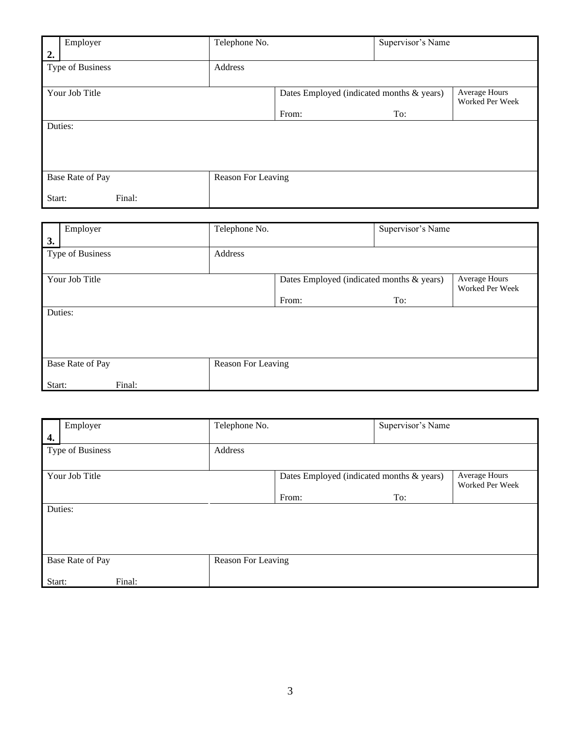| 2. | Employer | Telephone No. | | Supervisor's Name | |
|---|---|---|---|---|---|
| Type of Business | | Address | | | |
| Your Job Title | | | Dates Employed (indicated months & years)<br>From: | To: | Average Hours Worked Per Week |
| Duties: | | | | | |
| Base Rate of Pay<br>Start: | Final: | Reason For Leaving | | | |

| 3. | Employer | Telephone No. | | Supervisor's Name | |
|---|---|---|---|---|---|
| Type of Business | | Address | | | |
| Your Job Title | | | Dates Employed (indicated months & years)<br>From: | To: | Average Hours Worked Per Week |
| Duties: | | | | | |
| Base Rate of Pay<br>Start: | Final: | Reason For Leaving | | | |

| 4. | Employer | Telephone No. | | Supervisor's Name | |
|---|---|---|---|---|---|
| Type of Business | | Address | | | |
| Your Job Title | | | Dates Employed (indicated months & years)<br>From: | To: | Average Hours Worked Per Week |
| Duties: | | | | | |
| Base Rate of Pay<br>Start: | Final: | Reason For Leaving | | | |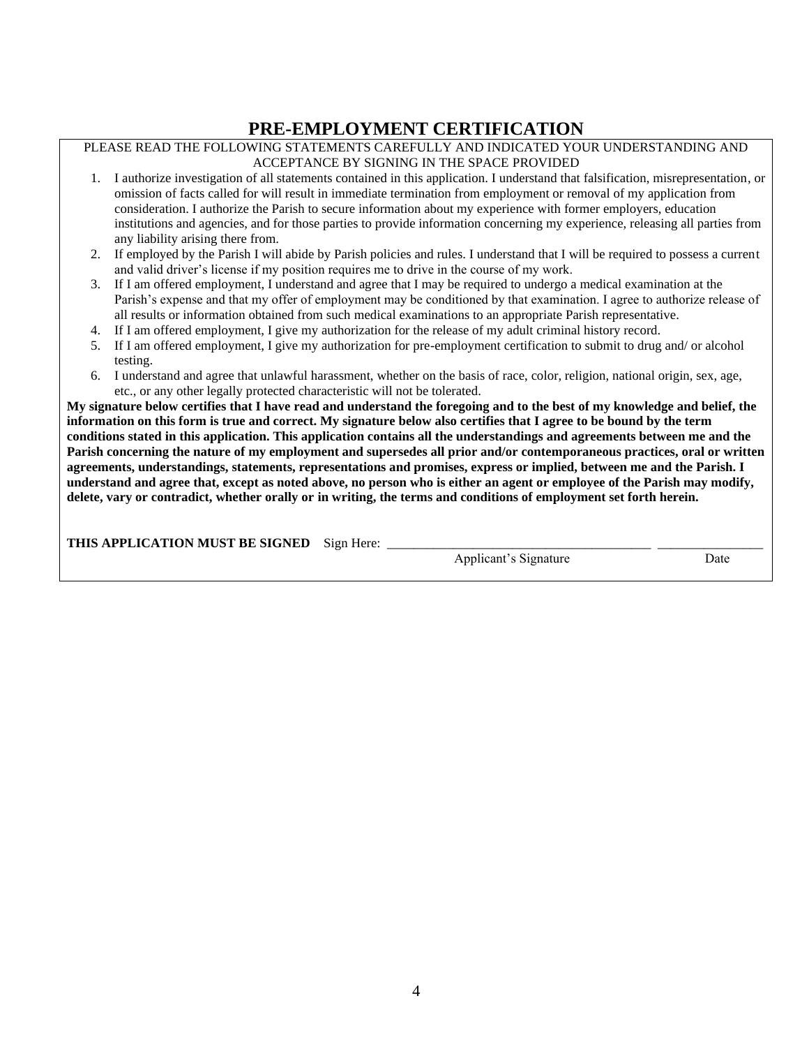# PRE-EMPLOYMENT CERTIFICATION

PLEASE READ THE FOLLOWING STATEMENTS CAREFULLY AND INDICATED YOUR UNDERSTANDING AND ACCEPTANCE BY SIGNING IN THE SPACE PROVIDED

1. I authorize investigation of all statements contained in this application. I understand that falsification, misrepresentation, or omission of facts called for will result in immediate termination from employment or removal of my application from consideration. I authorize the Parish to secure information about my experience with former employers, education institutions and agencies, and for those parties to provide information concerning my experience, releasing all parties from any liability arising there from.
2. If employed by the Parish I will abide by Parish policies and rules. I understand that I will be required to possess a current and valid driver's license if my position requires me to drive in the course of my work.
3. If I am offered employment, I understand and agree that I may be required to undergo a medical examination at the Parish's expense and that my offer of employment may be conditioned by that examination. I agree to authorize release of all results or information obtained from such medical examinations to an appropriate Parish representative.
4. If I am offered employment, I give my authorization for the release of my adult criminal history record.
5. If I am offered employment, I give my authorization for pre-employment certification to submit to drug and/ or alcohol testing.
6. I understand and agree that unlawful harassment, whether on the basis of race, color, religion, national origin, sex, age, etc., or any other legally protected characteristic will not be tolerated.

**My signature below certifies that I have read and understand the foregoing and to the best of my knowledge and belief, the information on this form is true and correct. My signature below also certifies that I agree to be bound by the term conditions stated in this application. This application contains all the understandings and agreements between me and the Parish concerning the nature of my employment and supersedes all prior and/or contemporaneous practices, oral or written agreements, understandings, statements, representations and promises, express or implied, between me and the Parish. I understand and agree that, except as noted above, no person who is either an agent or employee of the Parish may modify, delete, vary or contradict, whether orally or in writing, the terms and conditions of employment set forth herein.**

**THIS APPLICATION MUST BE SIGNED** Sign Here: ________________________________________ ________________

Applicant's Signature Date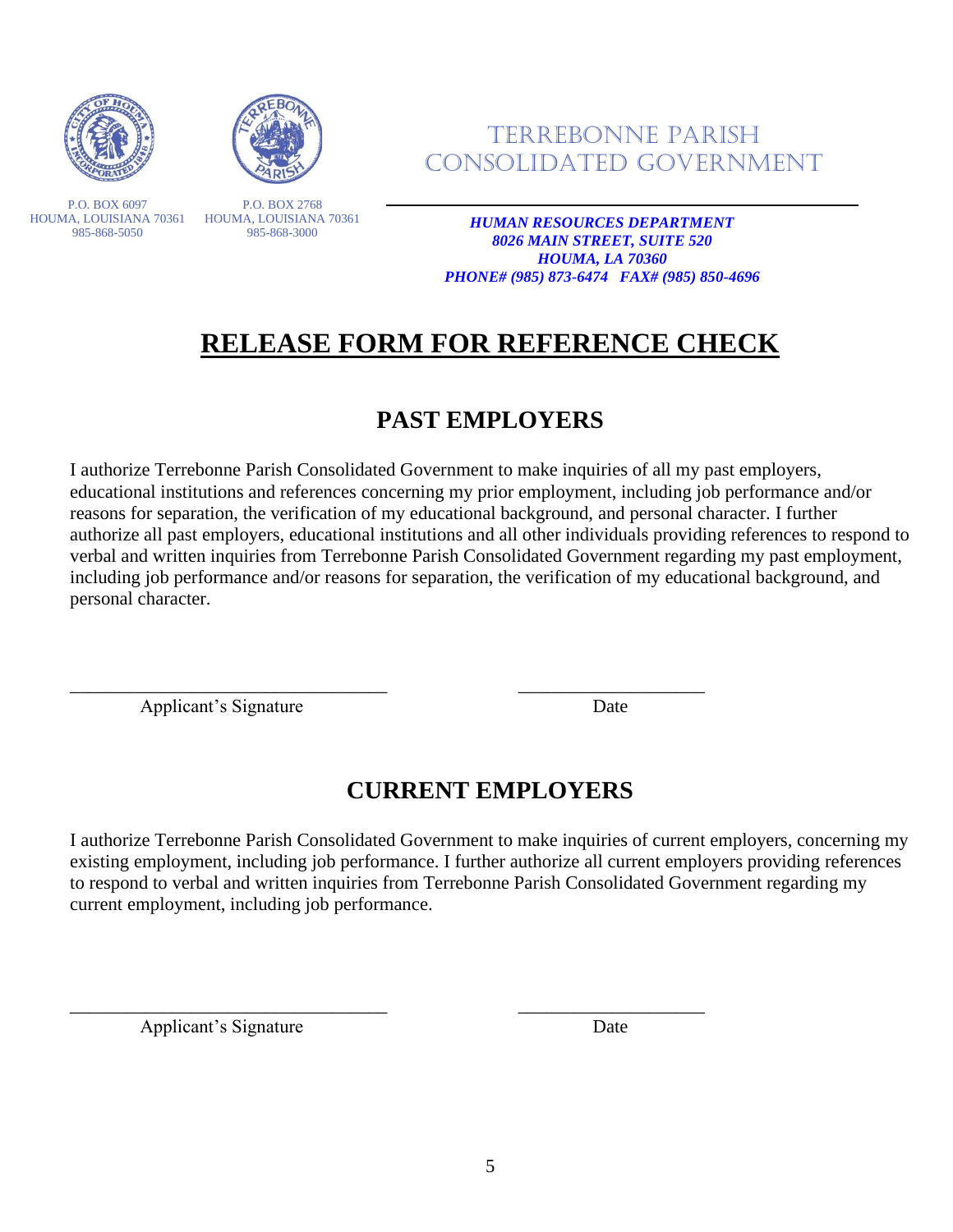P.O. BOX 6097
HOUMA, LOUISIANA 70361
985-868-5050

P.O. BOX 2768
HOUMA, LOUISIANA 70361
985-868-3000

TERREBONNE PARISH
CONSOLIDATED GOVERNMENT

***HUMAN RESOURCES DEPARTMENT***
***8026 MAIN STREET, SUITE 520***
***HOUMA, LA 70360***
***PHONE# (985) 873-6474 FAX# (985) 850-4696***

# RELEASE FORM FOR REFERENCE CHECK

## PAST EMPLOYERS

I authorize Terrebonne Parish Consolidated Government to make inquiries of all my past employers, educational institutions and references concerning my prior employment, including job performance and/or reasons for separation, the verification of my educational background, and personal character. I further authorize all past employers, educational institutions and all other individuals providing references to respond to verbal and written inquiries from Terrebonne Parish Consolidated Government regarding my past employment, including job performance and/or reasons for separation, the verification of my educational background, and personal character.

\_\_\_\_\_\_\_\_\_\_\_\_\_\_\_\_\_\_\_\_\_\_\_\_\_\_\_\_\_\_\_\_ \_\_\_\_\_\_\_\_\_\_\_\_\_\_\_\_\_\_\_\_
Applicant's Signature Date

## CURRENT EMPLOYERS

I authorize Terrebonne Parish Consolidated Government to make inquiries of current employers, concerning my existing employment, including job performance. I further authorize all current employers providing references to respond to verbal and written inquiries from Terrebonne Parish Consolidated Government regarding my current employment, including job performance.

\_\_\_\_\_\_\_\_\_\_\_\_\_\_\_\_\_\_\_\_\_\_\_\_\_\_\_\_\_\_\_\_ \_\_\_\_\_\_\_\_\_\_\_\_\_\_\_\_\_\_\_\_
Applicant's Signature Date